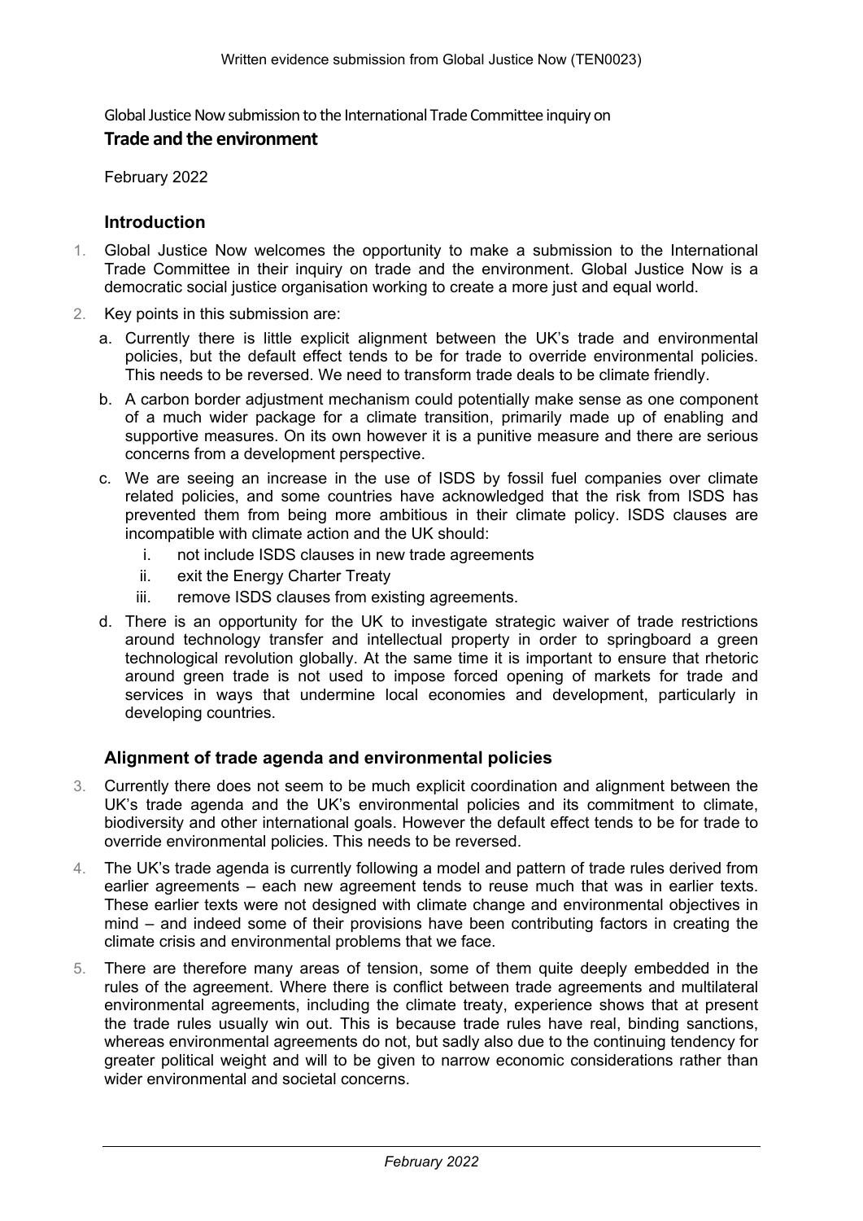Written evidence submission from Global Justice Now (TEN0023)

Global Justice Now submission to the International Trade Committee inquiry on

## Trade and the environment

February 2022

### Introduction

1. Global Justice Now welcomes the opportunity to make a submission to the International Trade Committee in their inquiry on trade and the environment. Global Justice Now is a democratic social justice organisation working to create a more just and equal world.

2. Key points in this submission are:

   a. Currently there is little explicit alignment between the UK's trade and environmental policies, but the default effect tends to be for trade to override environmental policies. This needs to be reversed. We need to transform trade deals to be climate friendly.

   b. A carbon border adjustment mechanism could potentially make sense as one component of a much wider package for a climate transition, primarily made up of enabling and supportive measures. On its own however it is a punitive measure and there are serious concerns from a development perspective.

   c. We are seeing an increase in the use of ISDS by fossil fuel companies over climate related policies, and some countries have acknowledged that the risk from ISDS has prevented them from being more ambitious in their climate policy. ISDS clauses are incompatible with climate action and the UK should:

      i. not include ISDS clauses in new trade agreements

      ii. exit the Energy Charter Treaty

      iii. remove ISDS clauses from existing agreements.

   d. There is an opportunity for the UK to investigate strategic waiver of trade restrictions around technology transfer and intellectual property in order to springboard a green technological revolution globally. At the same time it is important to ensure that rhetoric around green trade is not used to impose forced opening of markets for trade and services in ways that undermine local economies and development, particularly in developing countries.

### Alignment of trade agenda and environmental policies

3. Currently there does not seem to be much explicit coordination and alignment between the UK's trade agenda and the UK's environmental policies and its commitment to climate, biodiversity and other international goals. However the default effect tends to be for trade to override environmental policies. This needs to be reversed.

4. The UK's trade agenda is currently following a model and pattern of trade rules derived from earlier agreements – each new agreement tends to reuse much that was in earlier texts. These earlier texts were not designed with climate change and environmental objectives in mind – and indeed some of their provisions have been contributing factors in creating the climate crisis and environmental problems that we face.

5. There are therefore many areas of tension, some of them quite deeply embedded in the rules of the agreement. Where there is conflict between trade agreements and multilateral environmental agreements, including the climate treaty, experience shows that at present the trade rules usually win out. This is because trade rules have real, binding sanctions, whereas environmental agreements do not, but sadly also due to the continuing tendency for greater political weight and will to be given to narrow economic considerations rather than wider environmental and societal concerns.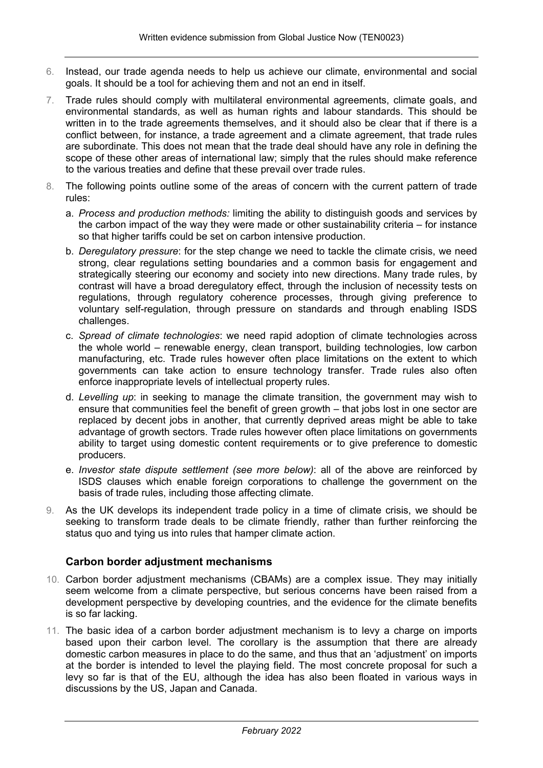6. Instead, our trade agenda needs to help us achieve our climate, environmental and social goals. It should be a tool for achieving them and not an end in itself.

7. Trade rules should comply with multilateral environmental agreements, climate goals, and environmental standards, as well as human rights and labour standards. This should be written in to the trade agreements themselves, and it should also be clear that if there is a conflict between, for instance, a trade agreement and a climate agreement, that trade rules are subordinate. This does not mean that the trade deal should have any role in defining the scope of these other areas of international law; simply that the rules should make reference to the various treaties and define that these prevail over trade rules.

8. The following points outline some of the areas of concern with the current pattern of trade rules:

    a. *Process and production methods:* limiting the ability to distinguish goods and services by the carbon impact of the way they were made or other sustainability criteria – for instance so that higher tariffs could be set on carbon intensive production.

    b. *Deregulatory pressure*: for the step change we need to tackle the climate crisis, we need strong, clear regulations setting boundaries and a common basis for engagement and strategically steering our economy and society into new directions. Many trade rules, by contrast will have a broad deregulatory effect, through the inclusion of necessity tests on regulations, through regulatory coherence processes, through giving preference to voluntary self-regulation, through pressure on standards and through enabling ISDS challenges.

    c. *Spread of climate technologies*: we need rapid adoption of climate technologies across the whole world – renewable energy, clean transport, building technologies, low carbon manufacturing, etc. Trade rules however often place limitations on the extent to which governments can take action to ensure technology transfer. Trade rules also often enforce inappropriate levels of intellectual property rules.

    d. *Levelling up*: in seeking to manage the climate transition, the government may wish to ensure that communities feel the benefit of green growth – that jobs lost in one sector are replaced by decent jobs in another, that currently deprived areas might be able to take advantage of growth sectors. Trade rules however often place limitations on governments ability to target using domestic content requirements or to give preference to domestic producers.

    e. *Investor state dispute settlement (see more below)*: all of the above are reinforced by ISDS clauses which enable foreign corporations to challenge the government on the basis of trade rules, including those affecting climate.

9. As the UK develops its independent trade policy in a time of climate crisis, we should be seeking to transform trade deals to be climate friendly, rather than further reinforcing the status quo and tying us into rules that hamper climate action.

### Carbon border adjustment mechanisms

10. Carbon border adjustment mechanisms (CBAMs) are a complex issue. They may initially seem welcome from a climate perspective, but serious concerns have been raised from a development perspective by developing countries, and the evidence for the climate benefits is so far lacking.

11. The basic idea of a carbon border adjustment mechanism is to levy a charge on imports based upon their carbon level. The corollary is the assumption that there are already domestic carbon measures in place to do the same, and thus that an 'adjustment' on imports at the border is intended to level the playing field. The most concrete proposal for such a levy so far is that of the EU, although the idea has also been floated in various ways in discussions by the US, Japan and Canada.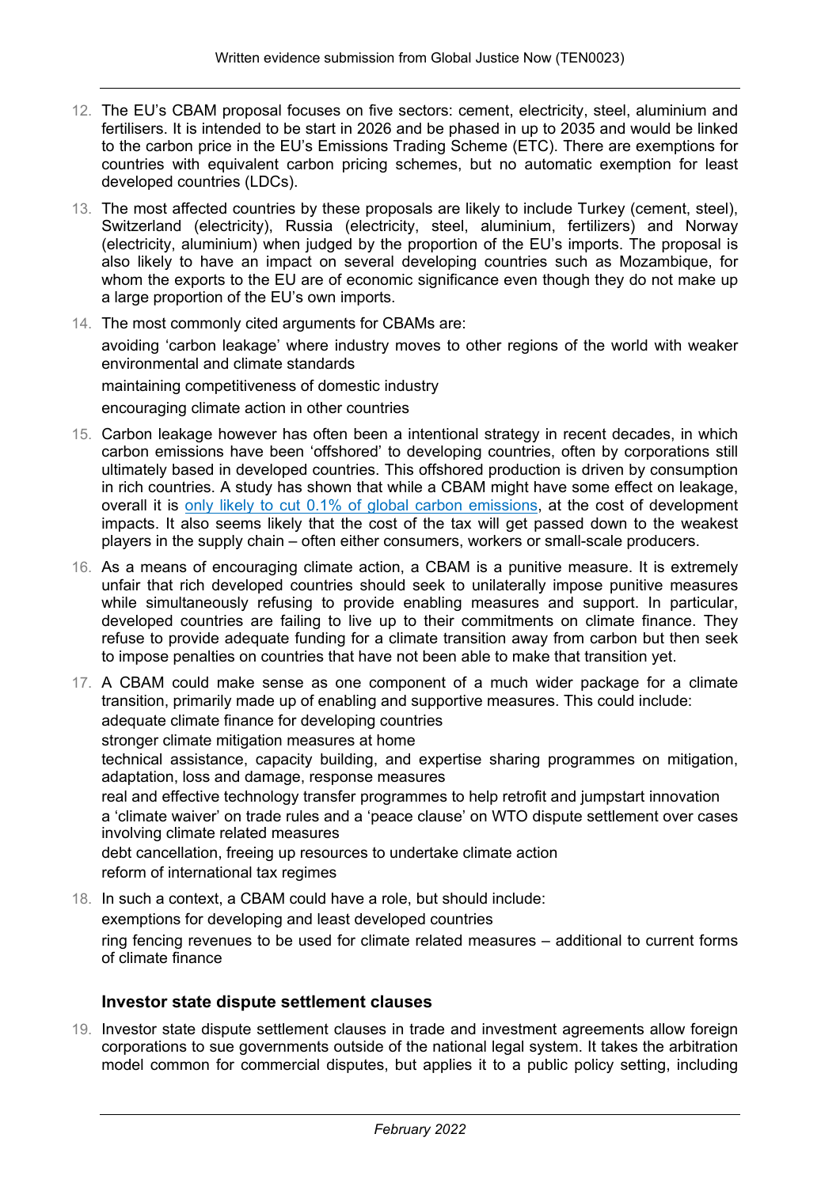12. The EU's CBAM proposal focuses on five sectors: cement, electricity, steel, aluminium and fertilisers. It is intended to be start in 2026 and be phased in up to 2035 and would be linked to the carbon price in the EU's Emissions Trading Scheme (ETC). There are exemptions for countries with equivalent carbon pricing schemes, but no automatic exemption for least developed countries (LDCs).

13. The most affected countries by these proposals are likely to include Turkey (cement, steel), Switzerland (electricity), Russia (electricity, steel, aluminium, fertilizers) and Norway (electricity, aluminium) when judged by the proportion of the EU's imports. The proposal is also likely to have an impact on several developing countries such as Mozambique, for whom the exports to the EU are of economic significance even though they do not make up a large proportion of the EU's own imports.

14. The most commonly cited arguments for CBAMs are:

    avoiding 'carbon leakage' where industry moves to other regions of the world with weaker environmental and climate standards

    maintaining competitiveness of domestic industry

    encouraging climate action in other countries

15. Carbon leakage however has often been a intentional strategy in recent decades, in which carbon emissions have been 'offshored' to developing countries, often by corporations still ultimately based in developed countries. This offshored production is driven by consumption in rich countries. A study has shown that while a CBAM might have some effect on leakage, overall it is [only likely to cut 0.1% of global carbon emissions](), at the cost of development impacts. It also seems likely that the cost of the tax will get passed down to the weakest players in the supply chain – often either consumers, workers or small-scale producers.

16. As a means of encouraging climate action, a CBAM is a punitive measure. It is extremely unfair that rich developed countries should seek to unilaterally impose punitive measures while simultaneously refusing to provide enabling measures and support. In particular, developed countries are failing to live up to their commitments on climate finance. They refuse to provide adequate funding for a climate transition away from carbon but then seek to impose penalties on countries that have not been able to make that transition yet.

17. A CBAM could make sense as one component of a much wider package for a climate transition, primarily made up of enabling and supportive measures. This could include:

    adequate climate finance for developing countries

    stronger climate mitigation measures at home

    technical assistance, capacity building, and expertise sharing programmes on mitigation, adaptation, loss and damage, response measures

    real and effective technology transfer programmes to help retrofit and jumpstart innovation

    a 'climate waiver' on trade rules and a 'peace clause' on WTO dispute settlement over cases involving climate related measures

    debt cancellation, freeing up resources to undertake climate action

    reform of international tax regimes

18. In such a context, a CBAM could have a role, but should include:

    exemptions for developing and least developed countries

    ring fencing revenues to be used for climate related measures – additional to current forms of climate finance

### Investor state dispute settlement clauses

19. Investor state dispute settlement clauses in trade and investment agreements allow foreign corporations to sue governments outside of the national legal system. It takes the arbitration model common for commercial disputes, but applies it to a public policy setting, including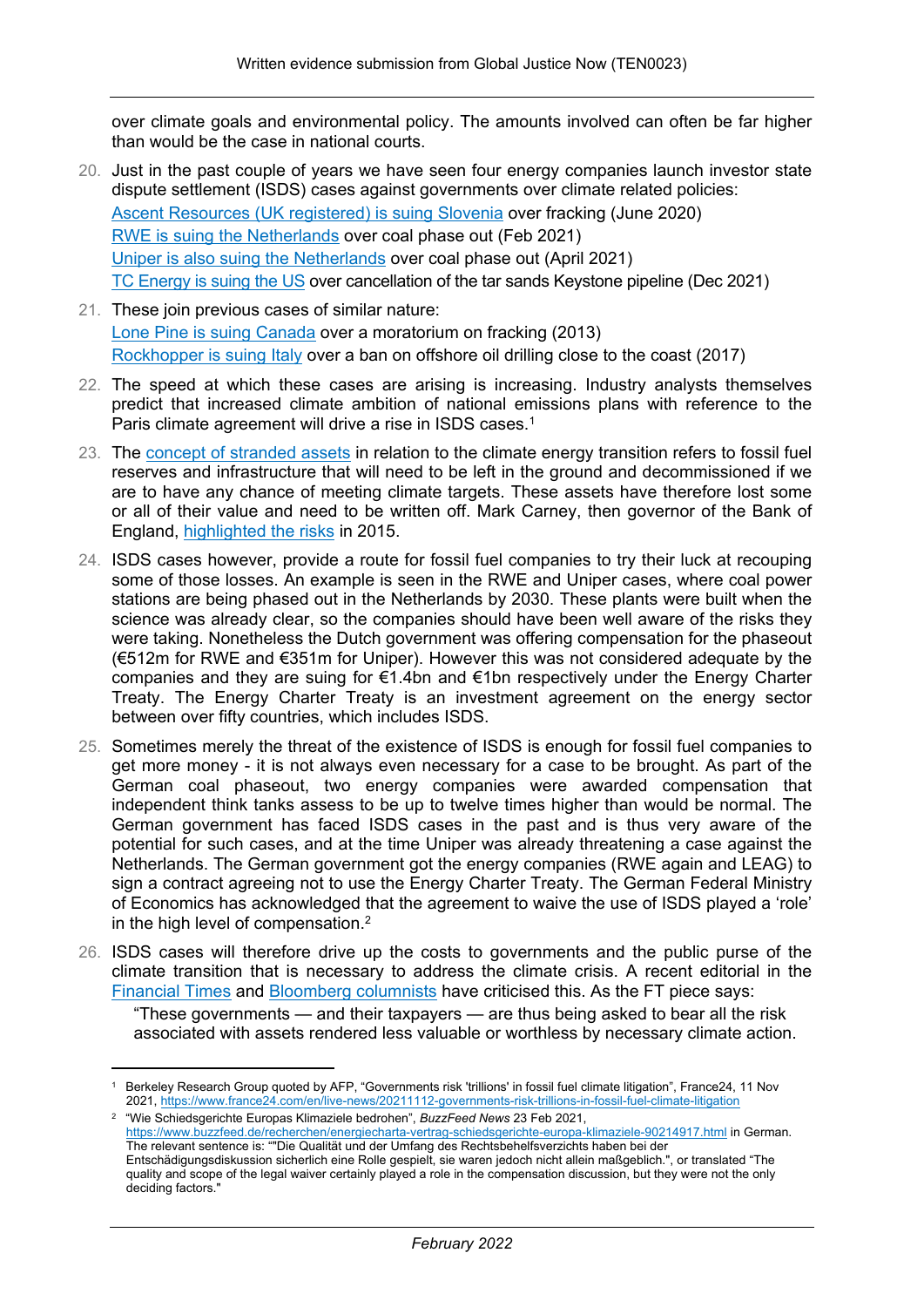over climate goals and environmental policy. The amounts involved can often be far higher than would be the case in national courts.

20. Just in the past couple of years we have seen four energy companies launch investor state dispute settlement (ISDS) cases against governments over climate related policies:
    Ascent Resources (UK registered) is suing Slovenia over fracking (June 2020)
    RWE is suing the Netherlands over coal phase out (Feb 2021)
    Uniper is also suing the Netherlands over coal phase out (April 2021)
    TC Energy is suing the US over cancellation of the tar sands Keystone pipeline (Dec 2021)

21. These join previous cases of similar nature:
    Lone Pine is suing Canada over a moratorium on fracking (2013)
    Rockhopper is suing Italy over a ban on offshore oil drilling close to the coast (2017)

22. The speed at which these cases are arising is increasing. Industry analysts themselves predict that increased climate ambition of national emissions plans with reference to the Paris climate agreement will drive a rise in ISDS cases.[1]

23. The concept of stranded assets in relation to the climate energy transition refers to fossil fuel reserves and infrastructure that will need to be left in the ground and decommissioned if we are to have any chance of meeting climate targets. These assets have therefore lost some or all of their value and need to be written off. Mark Carney, then governor of the Bank of England, highlighted the risks in 2015.

24. ISDS cases however, provide a route for fossil fuel companies to try their luck at recouping some of those losses. An example is seen in the RWE and Uniper cases, where coal power stations are being phased out in the Netherlands by 2030. These plants were built when the science was already clear, so the companies should have been well aware of the risks they were taking. Nonetheless the Dutch government was offering compensation for the phaseout (€512m for RWE and €351m for Uniper). However this was not considered adequate by the companies and they are suing for €1.4bn and €1bn respectively under the Energy Charter Treaty. The Energy Charter Treaty is an investment agreement on the energy sector between over fifty countries, which includes ISDS.

25. Sometimes merely the threat of the existence of ISDS is enough for fossil fuel companies to get more money - it is not always even necessary for a case to be brought. As part of the German coal phaseout, two energy companies were awarded compensation that independent think tanks assess to be up to twelve times higher than would be normal. The German government has faced ISDS cases in the past and is thus very aware of the potential for such cases, and at the time Uniper was already threatening a case against the Netherlands. The German government got the energy companies (RWE again and LEAG) to sign a contract agreeing not to use the Energy Charter Treaty. The German Federal Ministry of Economics has acknowledged that the agreement to waive the use of ISDS played a 'role' in the high level of compensation.[2]

26. ISDS cases will therefore drive up the costs to governments and the public purse of the climate transition that is necessary to address the climate crisis. A recent editorial in the Financial Times and Bloomberg columnists have criticised this. As the FT piece says:

    "These governments — and their taxpayers — are thus being asked to bear all the risk associated with assets rendered less valuable or worthless by necessary climate action.

---

[1] Berkeley Research Group quoted by AFP, "Governments risk 'trillions' in fossil fuel climate litigation", France24, 11 Nov 2021, https://www.france24.com/en/live-news/20211112-governments-risk-trillions-in-fossil-fuel-climate-litigation

[2] "Wie Schiedsgerichte Europas Klimaziele bedrohen", *BuzzFeed News* 23 Feb 2021, https://www.buzzfeed.de/recherchen/energiecharta-vertrag-schiedsgerichte-europa-klimaziele-90214917.html in German. The relevant sentence is: ""Die Qualität und der Umfang des Rechtsbehelfsverzichts haben bei der Entschädigungsdiskussion sicherlich eine Rolle gespielt, sie waren jedoch nicht allein maßgeblich.", or translated "The quality and scope of the legal waiver certainly played a role in the compensation discussion, but they were not the only deciding factors."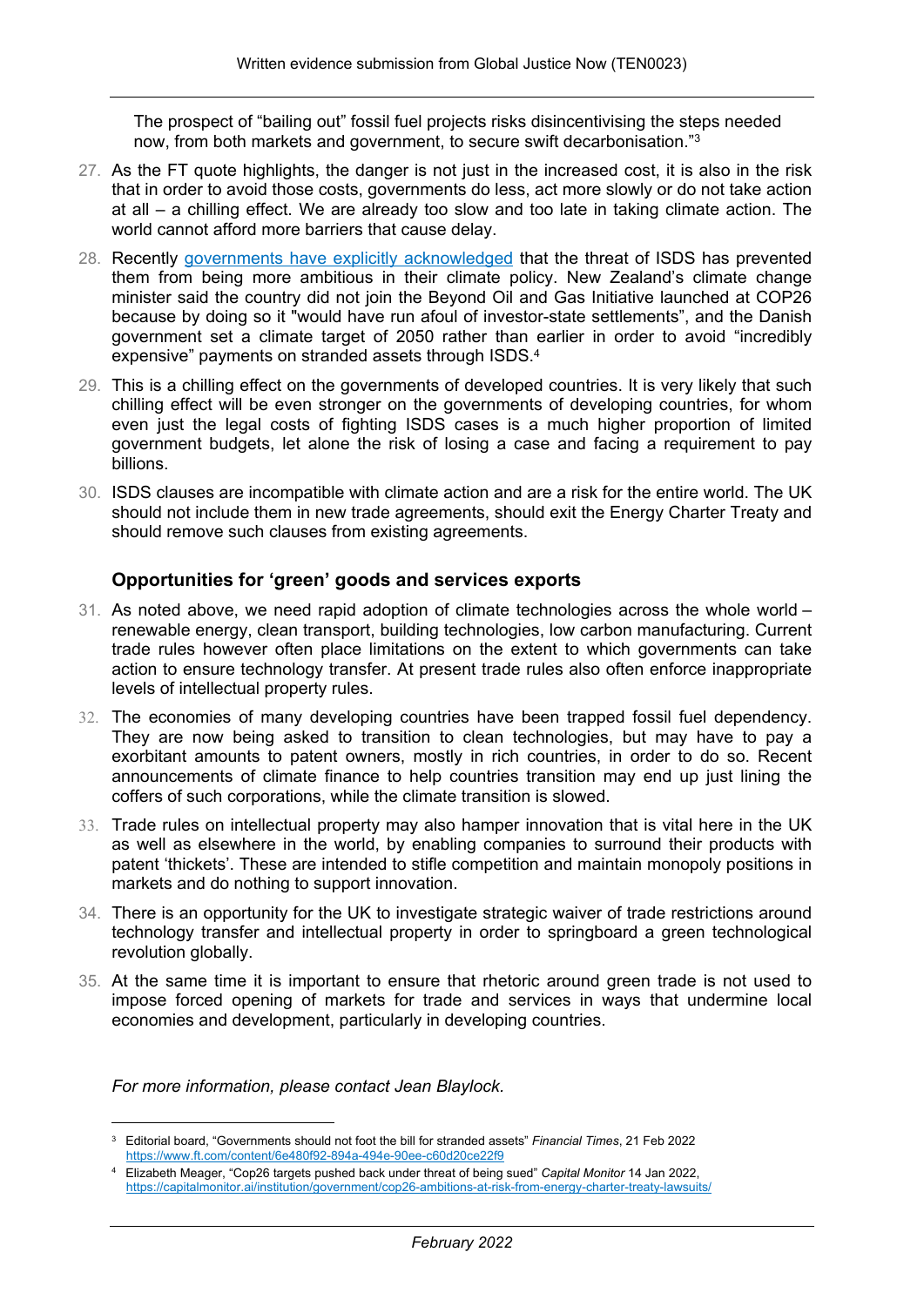The prospect of "bailing out" fossil fuel projects risks disincentivising the steps needed now, from both markets and government, to secure swift decarbonisation."[3]

27. As the FT quote highlights, the danger is not just in the increased cost, it is also in the risk that in order to avoid those costs, governments do less, act more slowly or do not take action at all – a chilling effect. We are already too slow and too late in taking climate action. The world cannot afford more barriers that cause delay.

28. Recently [governments have explicitly acknowledged](https://capitalmonitor.ai/institution/government/cop26-ambitions-at-risk-from-energy-charter-treaty-lawsuits/) that the threat of ISDS has prevented them from being more ambitious in their climate policy. New Zealand's climate change minister said the country did not join the Beyond Oil and Gas Initiative launched at COP26 because by doing so it "would have run afoul of investor-state settlements", and the Danish government set a climate target of 2050 rather than earlier in order to avoid "incredibly expensive" payments on stranded assets through ISDS.[4]

29. This is a chilling effect on the governments of developed countries. It is very likely that such chilling effect will be even stronger on the governments of developing countries, for whom even just the legal costs of fighting ISDS cases is a much higher proportion of limited government budgets, let alone the risk of losing a case and facing a requirement to pay billions.

30. ISDS clauses are incompatible with climate action and are a risk for the entire world. The UK should not include them in new trade agreements, should exit the Energy Charter Treaty and should remove such clauses from existing agreements.

## Opportunities for 'green' goods and services exports

31. As noted above, we need rapid adoption of climate technologies across the whole world – renewable energy, clean transport, building technologies, low carbon manufacturing. Current trade rules however often place limitations on the extent to which governments can take action to ensure technology transfer. At present trade rules also often enforce inappropriate levels of intellectual property rules.

32. The economies of many developing countries have been trapped fossil fuel dependency. They are now being asked to transition to clean technologies, but may have to pay a exorbitant amounts to patent owners, mostly in rich countries, in order to do so. Recent announcements of climate finance to help countries transition may end up just lining the coffers of such corporations, while the climate transition is slowed.

33. Trade rules on intellectual property may also hamper innovation that is vital here in the UK as well as elsewhere in the world, by enabling companies to surround their products with patent 'thickets'. These are intended to stifle competition and maintain monopoly positions in markets and do nothing to support innovation.

34. There is an opportunity for the UK to investigate strategic waiver of trade restrictions around technology transfer and intellectual property in order to springboard a green technological revolution globally.

35. At the same time it is important to ensure that rhetoric around green trade is not used to impose forced opening of markets for trade and services in ways that undermine local economies and development, particularly in developing countries.

*For more information, please contact Jean Blaylock.*

---

[3] Editorial board, "Governments should not foot the bill for stranded assets" *Financial Times*, 21 Feb 2022 https://www.ft.com/content/6e480f92-894a-494e-90ee-c60d20ce22f9

[4] Elizabeth Meager, "Cop26 targets pushed back under threat of being sued" *Capital Monitor* 14 Jan 2022, https://capitalmonitor.ai/institution/government/cop26-ambitions-at-risk-from-energy-charter-treaty-lawsuits/

February 2022